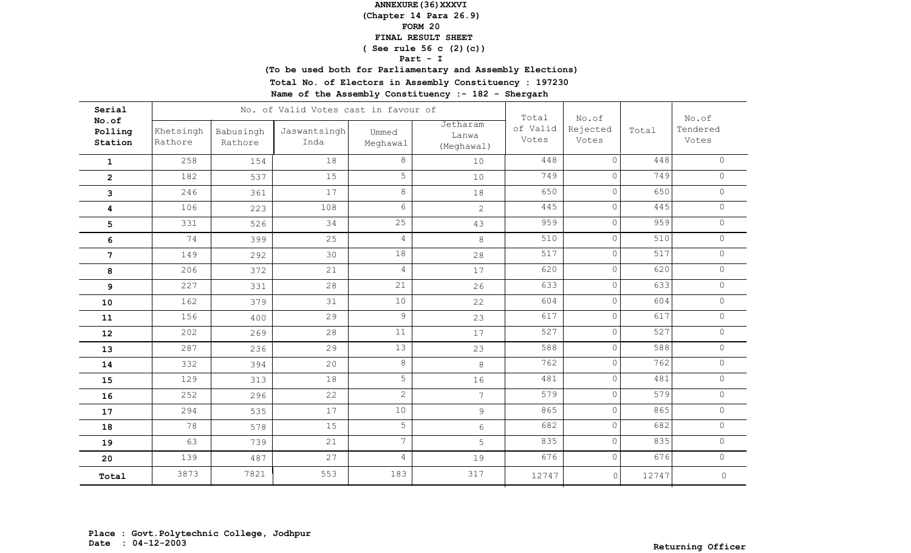**ANNEXURE(36)XXXVI**

**(Chapter 14 Para 26.9)**

**FORM 20**

**FINAL RESULT SHEET**

**( See rule 56 c (2)(c))**

**Part - I**

**(To be used both for Parliamentary and Assembly Elections)**

**Total No. of Electors in Assembly Constituency : 197230**

**Name of the Assembly Constituency :- 182 - Shergarh**

| Serial No.of Polling Station | No. of Valid Votes cast in favour of | | | | | Total of Valid Votes | No.of Rejected Votes | Total | No.of Tendered Votes |
|---|---|---|---|---|---|---|---|---|---|
| | Khetsingh Rathore | Babusingh Rathore | Jaswantsingh Inda | Ummed Meghawal | Jetharam Lanwa (Meghawal) | | | | |
| 1 | 258 | 154 | 18 | 8 | 10 | 448 | 0 | 448 | 0 |
| 2 | 182 | 537 | 15 | 5 | 10 | 749 | 0 | 749 | 0 |
| 3 | 246 | 361 | 17 | 8 | 18 | 650 | 0 | 650 | 0 |
| 4 | 106 | 223 | 108 | 6 | 2 | 445 | 0 | 445 | 0 |
| 5 | 331 | 526 | 34 | 25 | 43 | 959 | 0 | 959 | 0 |
| 6 | 74 | 399 | 25 | 4 | 8 | 510 | 0 | 510 | 0 |
| 7 | 149 | 292 | 30 | 18 | 28 | 517 | 0 | 517 | 0 |
| 8 | 206 | 372 | 21 | 4 | 17 | 620 | 0 | 620 | 0 |
| 9 | 227 | 331 | 28 | 21 | 26 | 633 | 0 | 633 | 0 |
| 10 | 162 | 379 | 31 | 10 | 22 | 604 | 0 | 604 | 0 |
| 11 | 156 | 400 | 29 | 9 | 23 | 617 | 0 | 617 | 0 |
| 12 | 202 | 269 | 28 | 11 | 17 | 527 | 0 | 527 | 0 |
| 13 | 287 | 236 | 29 | 13 | 23 | 588 | 0 | 588 | 0 |
| 14 | 332 | 394 | 20 | 8 | 8 | 762 | 0 | 762 | 0 |
| 15 | 129 | 313 | 18 | 5 | 16 | 481 | 0 | 481 | 0 |
| 16 | 252 | 296 | 22 | 2 | 7 | 579 | 0 | 579 | 0 |
| 17 | 294 | 535 | 17 | 10 | 9 | 865 | 0 | 865 | 0 |
| 18 | 78 | 578 | 15 | 5 | 6 | 682 | 0 | 682 | 0 |
| 19 | 63 | 739 | 21 | 7 | 5 | 835 | 0 | 835 | 0 |
| 20 | 139 | 487 | 27 | 4 | 19 | 676 | 0 | 676 | 0 |
| Total | 3873 | 7821 | 553 | 183 | 317 | 12747 | 0 | 12747 | 0 |

**Place : Govt.Polytechnic College, Jodhpur**
**Date : 04-12-2003**

**Returning Officer**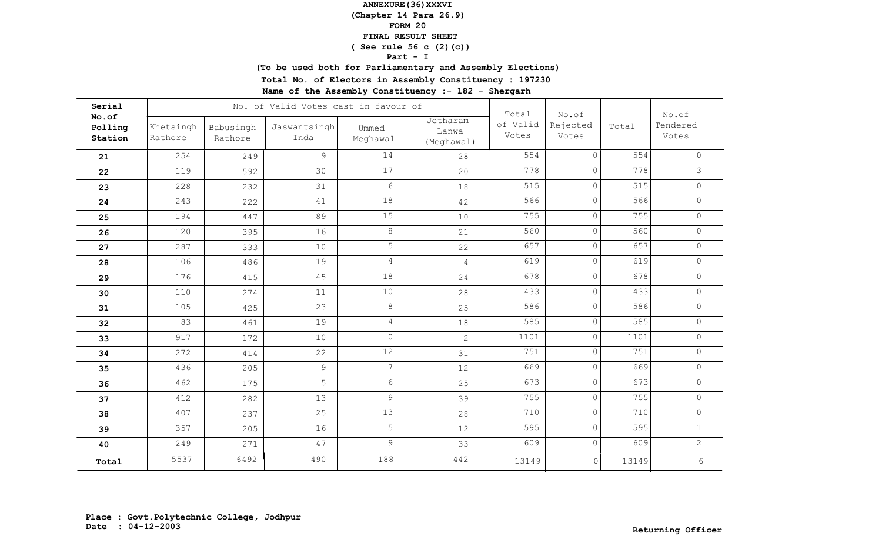**ANNEXURE(36)XXXVI**
**(Chapter 14 Para 26.9)**
**FORM 20**
**FINAL RESULT SHEET**
**( See rule 56 c (2)(c))**
**Part - I**
**(To be used both for Parliamentary and Assembly Elections)**
**Total No. of Electors in Assembly Constituency : 197230**
**Name of the Assembly Constituency :- 182 - Shergarh**

| Serial No.of Polling Station | No. of Valid Votes cast in favour of | | | | | Total of Valid Votes | No.of Rejected Votes | Total | No.of Tendered Votes |
|---|---|---|---|---|---|---|---|---|---|
| | Khetsingh Rathore | Babusingh Rathore | Jaswantsingh Inda | Ummed Meghawal | Jetharam Lanwa (Meghawal) | | | | |
| 21 | 254 | 249 | 9 | 14 | 28 | 554 | 0 | 554 | 0 |
| 22 | 119 | 592 | 30 | 17 | 20 | 778 | 0 | 778 | 3 |
| 23 | 228 | 232 | 31 | 6 | 18 | 515 | 0 | 515 | 0 |
| 24 | 243 | 222 | 41 | 18 | 42 | 566 | 0 | 566 | 0 |
| 25 | 194 | 447 | 89 | 15 | 10 | 755 | 0 | 755 | 0 |
| 26 | 120 | 395 | 16 | 8 | 21 | 560 | 0 | 560 | 0 |
| 27 | 287 | 333 | 10 | 5 | 22 | 657 | 0 | 657 | 0 |
| 28 | 106 | 486 | 19 | 4 | 4 | 619 | 0 | 619 | 0 |
| 29 | 176 | 415 | 45 | 18 | 24 | 678 | 0 | 678 | 0 |
| 30 | 110 | 274 | 11 | 10 | 28 | 433 | 0 | 433 | 0 |
| 31 | 105 | 425 | 23 | 8 | 25 | 586 | 0 | 586 | 0 |
| 32 | 83 | 461 | 19 | 4 | 18 | 585 | 0 | 585 | 0 |
| 33 | 917 | 172 | 10 | 0 | 2 | 1101 | 0 | 1101 | 0 |
| 34 | 272 | 414 | 22 | 12 | 31 | 751 | 0 | 751 | 0 |
| 35 | 436 | 205 | 9 | 7 | 12 | 669 | 0 | 669 | 0 |
| 36 | 462 | 175 | 5 | 6 | 25 | 673 | 0 | 673 | 0 |
| 37 | 412 | 282 | 13 | 9 | 39 | 755 | 0 | 755 | 0 |
| 38 | 407 | 237 | 25 | 13 | 28 | 710 | 0 | 710 | 0 |
| 39 | 357 | 205 | 16 | 5 | 12 | 595 | 0 | 595 | 1 |
| 40 | 249 | 271 | 47 | 9 | 33 | 609 | 0 | 609 | 2 |
| Total | 5537 | 6492 | 490 | 188 | 442 | 13149 | 0 | 13149 | 6 |

**Place : Govt.Polytechnic College, Jodhpur**
**Date : 04-12-2003**

**Returning Officer**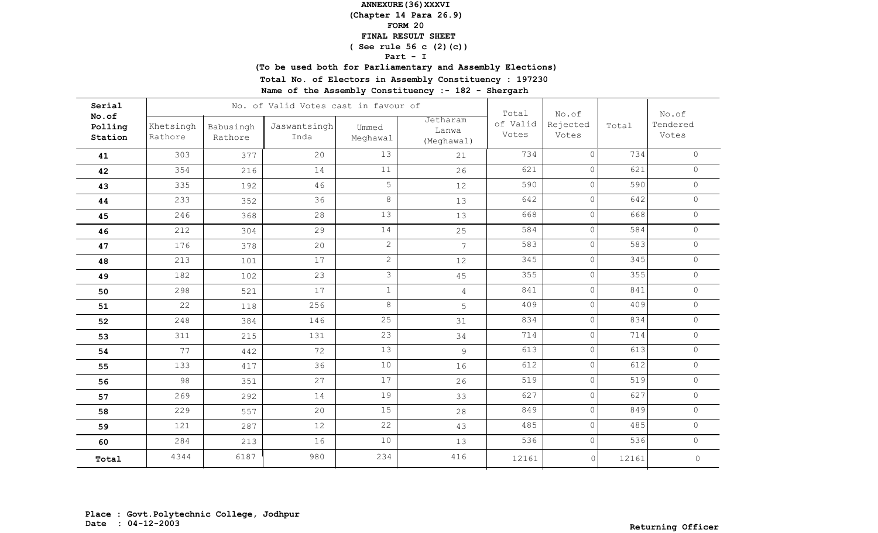**ANNEXURE(36)XXXVI**
**(Chapter 14 Para 26.9)**
**FORM 20**
**FINAL RESULT SHEET**
**( See rule 56 c (2)(c))**
**Part - I**
**(To be used both for Parliamentary and Assembly Elections)**
**Total No. of Electors in Assembly Constituency : 197230**
**Name of the Assembly Constituency :- 182 - Shergarh**

| Serial No.of Polling Station | No. of Valid Votes cast in favour of | | | | | Total of Valid Votes | No.of Rejected Votes | Total | No.of Tendered Votes |
|---|---|---|---|---|---|---|---|---|---|
| | Khetsingh Rathore | Babusingh Rathore | Jaswantsingh Inda | Ummed Meghawal | Jetharam Lanwa (Meghawal) | | | | |
| **41** | 303 | 377 | 20 | 13 | 21 | 734 | 0 | 734 | 0 |
| **42** | 354 | 216 | 14 | 11 | 26 | 621 | 0 | 621 | 0 |
| **43** | 335 | 192 | 46 | 5 | 12 | 590 | 0 | 590 | 0 |
| **44** | 233 | 352 | 36 | 8 | 13 | 642 | 0 | 642 | 0 |
| **45** | 246 | 368 | 28 | 13 | 13 | 668 | 0 | 668 | 0 |
| **46** | 212 | 304 | 29 | 14 | 25 | 584 | 0 | 584 | 0 |
| **47** | 176 | 378 | 20 | 2 | 7 | 583 | 0 | 583 | 0 |
| **48** | 213 | 101 | 17 | 2 | 12 | 345 | 0 | 345 | 0 |
| **49** | 182 | 102 | 23 | 3 | 45 | 355 | 0 | 355 | 0 |
| **50** | 298 | 521 | 17 | 1 | 4 | 841 | 0 | 841 | 0 |
| **51** | 22 | 118 | 256 | 8 | 5 | 409 | 0 | 409 | 0 |
| **52** | 248 | 384 | 146 | 25 | 31 | 834 | 0 | 834 | 0 |
| **53** | 311 | 215 | 131 | 23 | 34 | 714 | 0 | 714 | 0 |
| **54** | 77 | 442 | 72 | 13 | 9 | 613 | 0 | 613 | 0 |
| **55** | 133 | 417 | 36 | 10 | 16 | 612 | 0 | 612 | 0 |
| **56** | 98 | 351 | 27 | 17 | 26 | 519 | 0 | 519 | 0 |
| **57** | 269 | 292 | 14 | 19 | 33 | 627 | 0 | 627 | 0 |
| **58** | 229 | 557 | 20 | 15 | 28 | 849 | 0 | 849 | 0 |
| **59** | 121 | 287 | 12 | 22 | 43 | 485 | 0 | 485 | 0 |
| **60** | 284 | 213 | 16 | 10 | 13 | 536 | 0 | 536 | 0 |
| **Total** | 4344 | 6187 | 980 | 234 | 416 | 12161 | 0 | 12161 | 0 |

**Place : Govt.Polytechnic College, Jodhpur**
**Date : 04-12-2003**

**Returning Officer**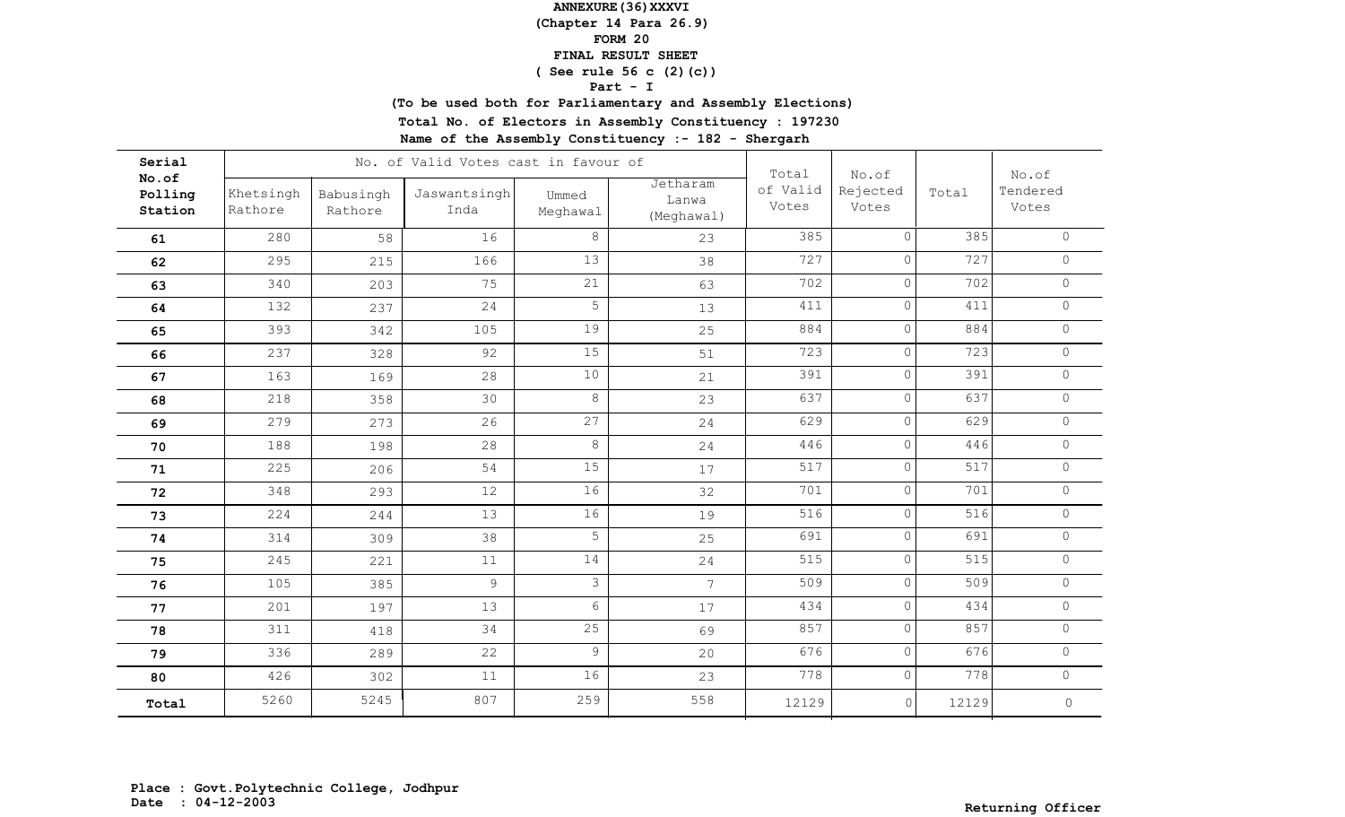**ANNEXURE(36)XXXVI**
**(Chapter 14 Para 26.9)**
**FORM 20**
**FINAL RESULT SHEET**
**( See rule 56 c (2)(c))**
**Part - I**
**(To be used both for Parliamentary and Assembly Elections)**
**Total No. of Electors in Assembly Constituency : 197230**
**Name of the Assembly Constituency :- 182 - Shergarh**

| Serial No.of Polling Station | No. of Valid Votes cast in favour of | | | | | Total of Valid Votes | No.of Rejected Votes | Total | No.of Tendered Votes |
|---|---|---|---|---|---|---|---|---|---|
| | Khetsingh Rathore | Babusingh Rathore | Jaswantsingh Inda | Ummed Meghawal | Jetharam Lanwa (Meghawal) | | | | |
| 61 | 280 | 58 | 16 | 8 | 23 | 385 | 0 | 385 | 0 |
| 62 | 295 | 215 | 166 | 13 | 38 | 727 | 0 | 727 | 0 |
| 63 | 340 | 203 | 75 | 21 | 63 | 702 | 0 | 702 | 0 |
| 64 | 132 | 237 | 24 | 5 | 13 | 411 | 0 | 411 | 0 |
| 65 | 393 | 342 | 105 | 19 | 25 | 884 | 0 | 884 | 0 |
| 66 | 237 | 328 | 92 | 15 | 51 | 723 | 0 | 723 | 0 |
| 67 | 163 | 169 | 28 | 10 | 21 | 391 | 0 | 391 | 0 |
| 68 | 218 | 358 | 30 | 8 | 23 | 637 | 0 | 637 | 0 |
| 69 | 279 | 273 | 26 | 27 | 24 | 629 | 0 | 629 | 0 |
| 70 | 188 | 198 | 28 | 8 | 24 | 446 | 0 | 446 | 0 |
| 71 | 225 | 206 | 54 | 15 | 17 | 517 | 0 | 517 | 0 |
| 72 | 348 | 293 | 12 | 16 | 32 | 701 | 0 | 701 | 0 |
| 73 | 224 | 244 | 13 | 16 | 19 | 516 | 0 | 516 | 0 |
| 74 | 314 | 309 | 38 | 5 | 25 | 691 | 0 | 691 | 0 |
| 75 | 245 | 221 | 11 | 14 | 24 | 515 | 0 | 515 | 0 |
| 76 | 105 | 385 | 9 | 3 | 7 | 509 | 0 | 509 | 0 |
| 77 | 201 | 197 | 13 | 6 | 17 | 434 | 0 | 434 | 0 |
| 78 | 311 | 418 | 34 | 25 | 69 | 857 | 0 | 857 | 0 |
| 79 | 336 | 289 | 22 | 9 | 20 | 676 | 0 | 676 | 0 |
| 80 | 426 | 302 | 11 | 16 | 23 | 778 | 0 | 778 | 0 |
| **Total** | 5260 | 5245 | 807 | 259 | 558 | 12129 | 0 | 12129 | 0 |

**Place : Govt.Polytechnic College, Jodhpur**
**Date : 04-12-2003**

**Returning Officer**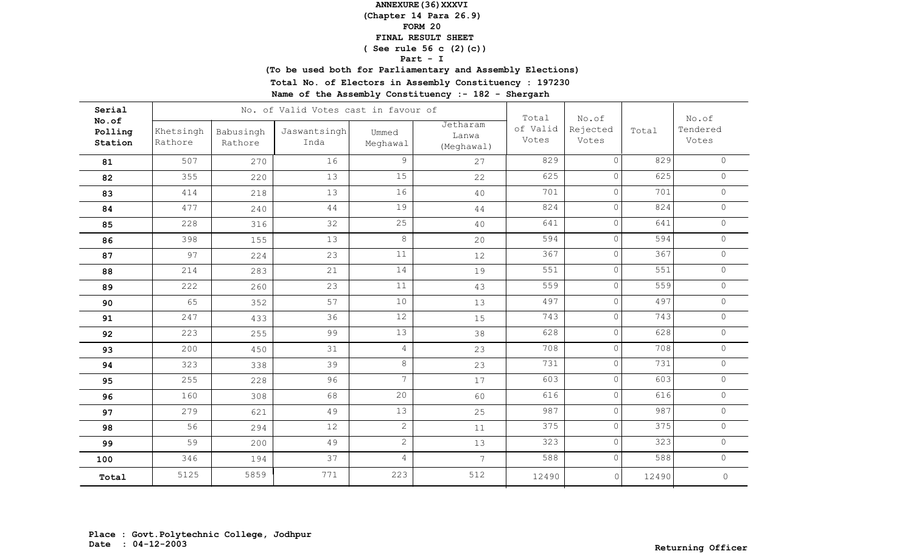**ANNEXURE(36)XXXVI**
**(Chapter 14 Para 26.9)**
**FORM 20**
**FINAL RESULT SHEET**
**( See rule 56 c (2)(c))**
**Part - I**
**(To be used both for Parliamentary and Assembly Elections)**
**Total No. of Electors in Assembly Constituency : 197230**
**Name of the Assembly Constituency :- 182 - Shergarh**

| Serial No.of Polling Station | No. of Valid Votes cast in favour of | | | | | Total of Valid Votes | No.of Rejected Votes | Total | No.of Tendered Votes |
|---|---|---|---|---|---|---|---|---|---|
| | Khetsingh Rathore | Babusingh Rathore | Jaswantsingh Inda | Ummed Meghawal | Jetharam Lanwa (Meghawal) | | | | |
| 81 | 507 | 270 | 16 | 9 | 27 | 829 | 0 | 829 | 0 |
| 82 | 355 | 220 | 13 | 15 | 22 | 625 | 0 | 625 | 0 |
| 83 | 414 | 218 | 13 | 16 | 40 | 701 | 0 | 701 | 0 |
| 84 | 477 | 240 | 44 | 19 | 44 | 824 | 0 | 824 | 0 |
| 85 | 228 | 316 | 32 | 25 | 40 | 641 | 0 | 641 | 0 |
| 86 | 398 | 155 | 13 | 8 | 20 | 594 | 0 | 594 | 0 |
| 87 | 97 | 224 | 23 | 11 | 12 | 367 | 0 | 367 | 0 |
| 88 | 214 | 283 | 21 | 14 | 19 | 551 | 0 | 551 | 0 |
| 89 | 222 | 260 | 23 | 11 | 43 | 559 | 0 | 559 | 0 |
| 90 | 65 | 352 | 57 | 10 | 13 | 497 | 0 | 497 | 0 |
| 91 | 247 | 433 | 36 | 12 | 15 | 743 | 0 | 743 | 0 |
| 92 | 223 | 255 | 99 | 13 | 38 | 628 | 0 | 628 | 0 |
| 93 | 200 | 450 | 31 | 4 | 23 | 708 | 0 | 708 | 0 |
| 94 | 323 | 338 | 39 | 8 | 23 | 731 | 0 | 731 | 0 |
| 95 | 255 | 228 | 96 | 7 | 17 | 603 | 0 | 603 | 0 |
| 96 | 160 | 308 | 68 | 20 | 60 | 616 | 0 | 616 | 0 |
| 97 | 279 | 621 | 49 | 13 | 25 | 987 | 0 | 987 | 0 |
| 98 | 56 | 294 | 12 | 2 | 11 | 375 | 0 | 375 | 0 |
| 99 | 59 | 200 | 49 | 2 | 13 | 323 | 0 | 323 | 0 |
| 100 | 346 | 194 | 37 | 4 | 7 | 588 | 0 | 588 | 0 |
| Total | 5125 | 5859 | 771 | 223 | 512 | 12490 | 0 | 12490 | 0 |

**Place : Govt.Polytechnic College, Jodhpur**
**Date : 04-12-2003**

**Returning Officer**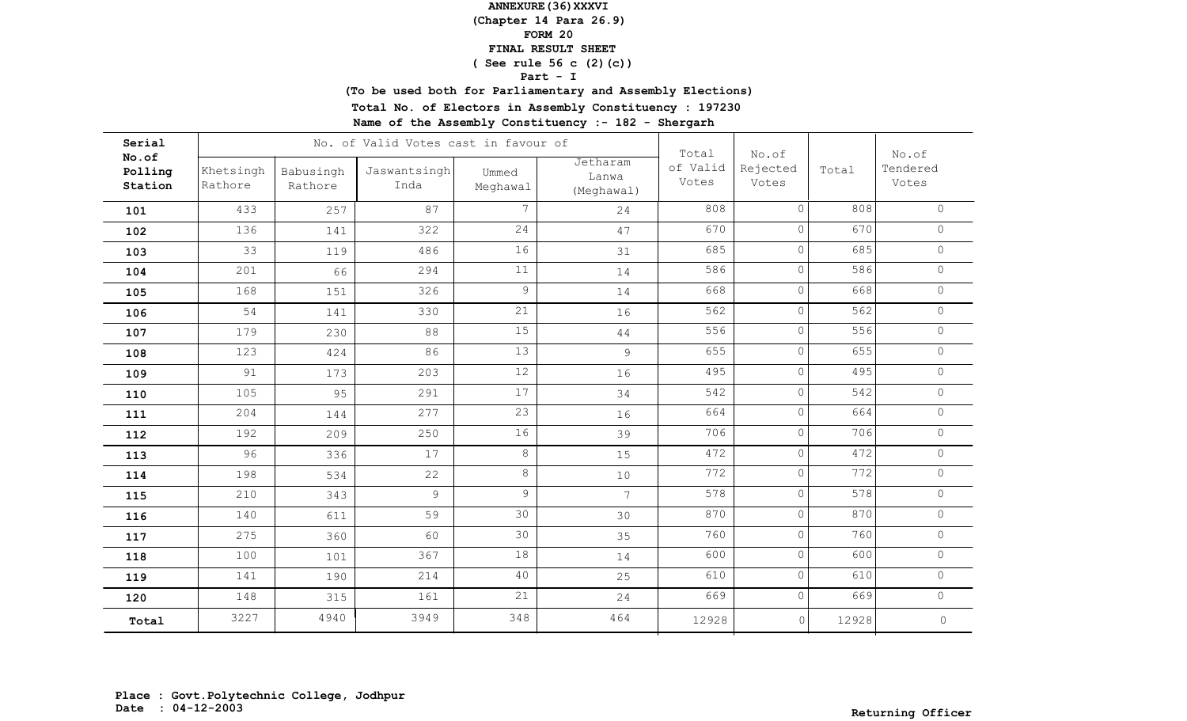**ANNEXURE(36)XXXVI**

**(Chapter 14 Para 26.9)**

**FORM 20**

**FINAL RESULT SHEET**

**( See rule 56 c (2)(c))**

**Part - I**

**(To be used both for Parliamentary and Assembly Elections)**

**Total No. of Electors in Assembly Constituency : 197230**

**Name of the Assembly Constituency :- 182 - Shergarh**

| Serial No.of Polling Station | No. of Valid Votes cast in favour of | | | | | Total of Valid Votes | No.of Rejected Votes | Total | No.of Tendered Votes |
|---|---|---|---|---|---|---|---|---|---|
| | Khetsingh Rathore | Babusingh Rathore | Jaswantsingh Inda | Ummed Meghawal | Jetharam Lanwa (Meghawal) | | | | |
| 101 | 433 | 257 | 87 | 7 | 24 | 808 | 0 | 808 | 0 |
| 102 | 136 | 141 | 322 | 24 | 47 | 670 | 0 | 670 | 0 |
| 103 | 33 | 119 | 486 | 16 | 31 | 685 | 0 | 685 | 0 |
| 104 | 201 | 66 | 294 | 11 | 14 | 586 | 0 | 586 | 0 |
| 105 | 168 | 151 | 326 | 9 | 14 | 668 | 0 | 668 | 0 |
| 106 | 54 | 141 | 330 | 21 | 16 | 562 | 0 | 562 | 0 |
| 107 | 179 | 230 | 88 | 15 | 44 | 556 | 0 | 556 | 0 |
| 108 | 123 | 424 | 86 | 13 | 9 | 655 | 0 | 655 | 0 |
| 109 | 91 | 173 | 203 | 12 | 16 | 495 | 0 | 495 | 0 |
| 110 | 105 | 95 | 291 | 17 | 34 | 542 | 0 | 542 | 0 |
| 111 | 204 | 144 | 277 | 23 | 16 | 664 | 0 | 664 | 0 |
| 112 | 192 | 209 | 250 | 16 | 39 | 706 | 0 | 706 | 0 |
| 113 | 96 | 336 | 17 | 8 | 15 | 472 | 0 | 472 | 0 |
| 114 | 198 | 534 | 22 | 8 | 10 | 772 | 0 | 772 | 0 |
| 115 | 210 | 343 | 9 | 9 | 7 | 578 | 0 | 578 | 0 |
| 116 | 140 | 611 | 59 | 30 | 30 | 870 | 0 | 870 | 0 |
| 117 | 275 | 360 | 60 | 30 | 35 | 760 | 0 | 760 | 0 |
| 118 | 100 | 101 | 367 | 18 | 14 | 600 | 0 | 600 | 0 |
| 119 | 141 | 190 | 214 | 40 | 25 | 610 | 0 | 610 | 0 |
| 120 | 148 | 315 | 161 | 21 | 24 | 669 | 0 | 669 | 0 |
| **Total** | 3227 | 4940 | 3949 | 348 | 464 | 12928 | 0 | 12928 | 0 |

**Place : Govt.Polytechnic College, Jodhpur**
**Date : 04-12-2003**

**Returning Officer**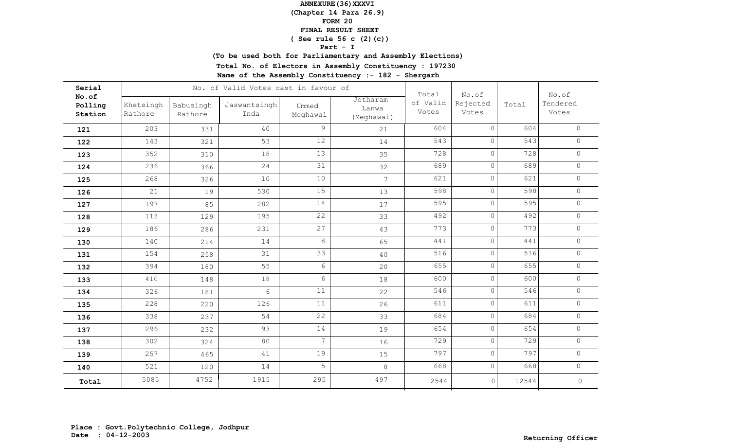**ANNEXURE(36)XXXVI**
**(Chapter 14 Para 26.9)**
**FORM 20**
**FINAL RESULT SHEET**
**( See rule 56 c (2)(c))**
**Part - I**
**(To be used both for Parliamentary and Assembly Elections)**
**Total No. of Electors in Assembly Constituency : 197230**
**Name of the Assembly Constituency :- 182 - Shergarh**

| Serial No.of Polling Station | No. of Valid Votes cast in favour of | | | | | Total of Valid Votes | No.of Rejected Votes | Total | No.of Tendered Votes |
|---|---|---|---|---|---|---|---|---|---|
| | Khetsingh Rathore | Babusingh Rathore | Jaswantsingh Inda | Ummed Meghawal | Jetharam Lanwa (Meghawal) | | | | |
| 121 | 203 | 331 | 40 | 9 | 21 | 604 | 0 | 604 | 0 |
| 122 | 143 | 321 | 53 | 12 | 14 | 543 | 0 | 543 | 0 |
| 123 | 352 | 310 | 18 | 13 | 35 | 728 | 0 | 728 | 0 |
| 124 | 236 | 366 | 24 | 31 | 32 | 689 | 0 | 689 | 0 |
| 125 | 268 | 326 | 10 | 10 | 7 | 621 | 0 | 621 | 0 |
| 126 | 21 | 19 | 530 | 15 | 13 | 598 | 0 | 598 | 0 |
| 127 | 197 | 85 | 282 | 14 | 17 | 595 | 0 | 595 | 0 |
| 128 | 113 | 129 | 195 | 22 | 33 | 492 | 0 | 492 | 0 |
| 129 | 186 | 286 | 231 | 27 | 43 | 773 | 0 | 773 | 0 |
| 130 | 140 | 214 | 14 | 8 | 65 | 441 | 0 | 441 | 0 |
| 131 | 154 | 258 | 31 | 33 | 40 | 516 | 0 | 516 | 0 |
| 132 | 394 | 180 | 55 | 6 | 20 | 655 | 0 | 655 | 0 |
| 133 | 410 | 148 | 18 | 6 | 18 | 600 | 0 | 600 | 0 |
| 134 | 326 | 181 | 6 | 11 | 22 | 546 | 0 | 546 | 0 |
| 135 | 228 | 220 | 126 | 11 | 26 | 611 | 0 | 611 | 0 |
| 136 | 338 | 237 | 54 | 22 | 33 | 684 | 0 | 684 | 0 |
| 137 | 296 | 232 | 93 | 14 | 19 | 654 | 0 | 654 | 0 |
| 138 | 302 | 324 | 80 | 7 | 16 | 729 | 0 | 729 | 0 |
| 139 | 257 | 465 | 41 | 19 | 15 | 797 | 0 | 797 | 0 |
| 140 | 521 | 120 | 14 | 5 | 8 | 668 | 0 | 668 | 0 |
| **Total** | 5085 | 4752 | 1915 | 295 | 497 | 12544 | 0 | 12544 | 0 |

**Place : Govt.Polytechnic College, Jodhpur**
**Date : 04-12-2003**

**Returning Officer**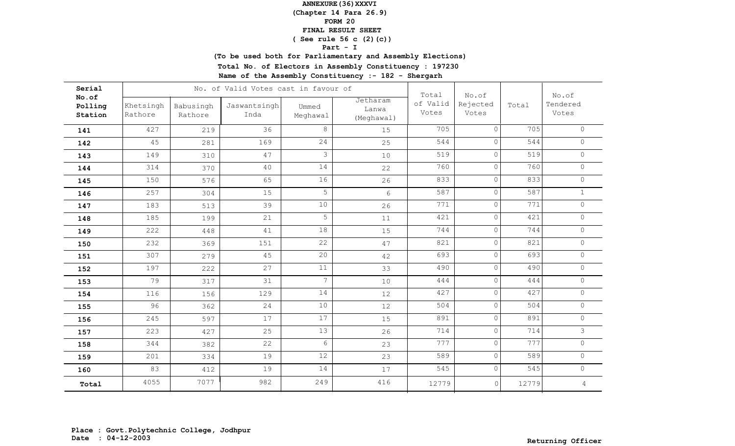**ANNEXURE(36)XXXVI**
**(Chapter 14 Para 26.9)**
**FORM 20**
**FINAL RESULT SHEET**
**( See rule 56 c (2)(c))**
**Part - I**
**(To be used both for Parliamentary and Assembly Elections)**
**Total No. of Electors in Assembly Constituency : 197230**
**Name of the Assembly Constituency :- 182 - Shergarh**

| Serial No.of Polling Station | No. of Valid Votes cast in favour of | | | | | Total of Valid Votes | No.of Rejected Votes | Total | No.of Tendered Votes |
|---|---|---|---|---|---|---|---|---|---|
| | Khetsingh Rathore | Babusingh Rathore | Jaswantsingh Inda | Ummed Meghawal | Jetharam Lanwa (Meghawal) | | | | |
| **141** | 427 | 219 | 36 | 8 | 15 | 705 | 0 | 705 | 0 |
| **142** | 45 | 281 | 169 | 24 | 25 | 544 | 0 | 544 | 0 |
| **143** | 149 | 310 | 47 | 3 | 10 | 519 | 0 | 519 | 0 |
| **144** | 314 | 370 | 40 | 14 | 22 | 760 | 0 | 760 | 0 |
| **145** | 150 | 576 | 65 | 16 | 26 | 833 | 0 | 833 | 0 |
| **146** | 257 | 304 | 15 | 5 | 6 | 587 | 0 | 587 | 1 |
| **147** | 183 | 513 | 39 | 10 | 26 | 771 | 0 | 771 | 0 |
| **148** | 185 | 199 | 21 | 5 | 11 | 421 | 0 | 421 | 0 |
| **149** | 222 | 448 | 41 | 18 | 15 | 744 | 0 | 744 | 0 |
| **150** | 232 | 369 | 151 | 22 | 47 | 821 | 0 | 821 | 0 |
| **151** | 307 | 279 | 45 | 20 | 42 | 693 | 0 | 693 | 0 |
| **152** | 197 | 222 | 27 | 11 | 33 | 490 | 0 | 490 | 0 |
| **153** | 79 | 317 | 31 | 7 | 10 | 444 | 0 | 444 | 0 |
| **154** | 116 | 156 | 129 | 14 | 12 | 427 | 0 | 427 | 0 |
| **155** | 96 | 362 | 24 | 10 | 12 | 504 | 0 | 504 | 0 |
| **156** | 245 | 597 | 17 | 17 | 15 | 891 | 0 | 891 | 0 |
| **157** | 223 | 427 | 25 | 13 | 26 | 714 | 0 | 714 | 3 |
| **158** | 344 | 382 | 22 | 6 | 23 | 777 | 0 | 777 | 0 |
| **159** | 201 | 334 | 19 | 12 | 23 | 589 | 0 | 589 | 0 |
| **160** | 83 | 412 | 19 | 14 | 17 | 545 | 0 | 545 | 0 |
| **Total** | 4055 | 7077 | 982 | 249 | 416 | 12779 | 0 | 12779 | 4 |

**Place : Govt.Polytechnic College, Jodhpur**
**Date : 04-12-2003**

**Returning Officer**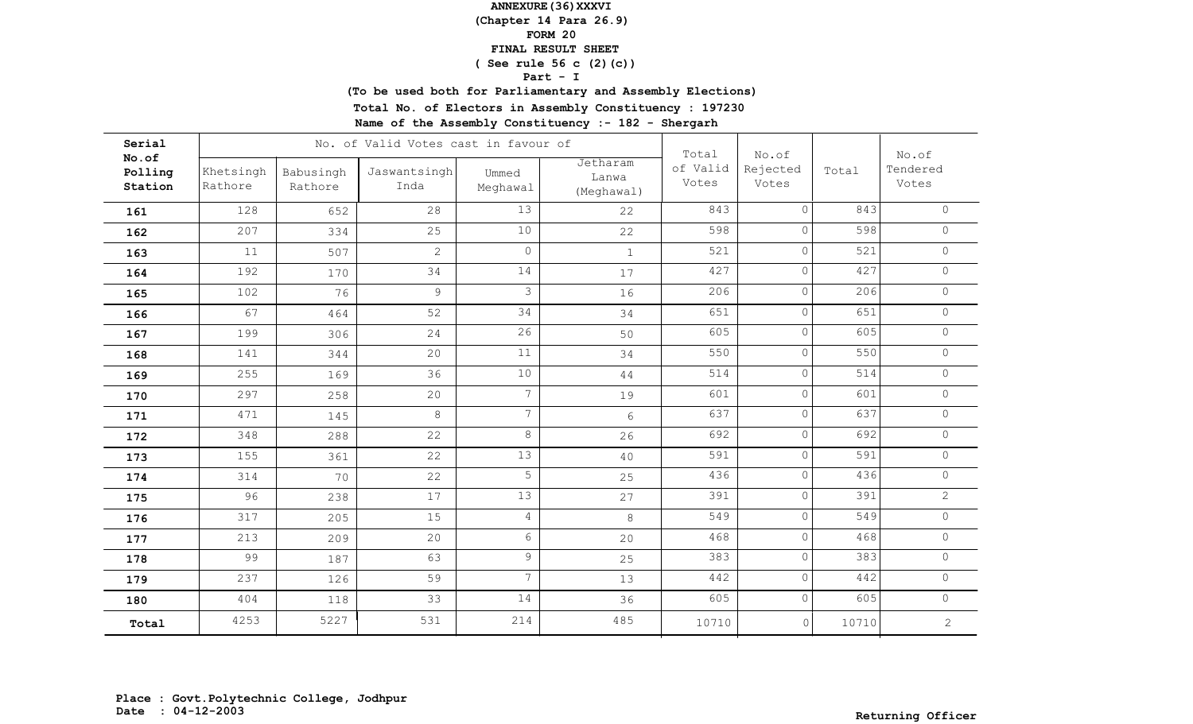**ANNEXURE(36)XXXVI**
**(Chapter 14 Para 26.9)**
**FORM 20**
**FINAL RESULT SHEET**
**( See rule 56 c (2)(c))**
**Part - I**
**(To be used both for Parliamentary and Assembly Elections)**
**Total No. of Electors in Assembly Constituency : 197230**
**Name of the Assembly Constituency :- 182 - Shergarh**

| Serial No.of Polling Station | No. of Valid Votes cast in favour of | | | | | Total of Valid Votes | No.of Rejected Votes | Total | No.of Tendered Votes |
|---|---|---|---|---|---|---|---|---|---|
| | Khetsingh Rathore | Babusingh Rathore | Jaswantsingh Inda | Ummed Meghawal | Jetharam Lanwa (Meghawal) | | | | |
| 161 | 128 | 652 | 28 | 13 | 22 | 843 | 0 | 843 | 0 |
| 162 | 207 | 334 | 25 | 10 | 22 | 598 | 0 | 598 | 0 |
| 163 | 11 | 507 | 2 | 0 | 1 | 521 | 0 | 521 | 0 |
| 164 | 192 | 170 | 34 | 14 | 17 | 427 | 0 | 427 | 0 |
| 165 | 102 | 76 | 9 | 3 | 16 | 206 | 0 | 206 | 0 |
| 166 | 67 | 464 | 52 | 34 | 34 | 651 | 0 | 651 | 0 |
| 167 | 199 | 306 | 24 | 26 | 50 | 605 | 0 | 605 | 0 |
| 168 | 141 | 344 | 20 | 11 | 34 | 550 | 0 | 550 | 0 |
| 169 | 255 | 169 | 36 | 10 | 44 | 514 | 0 | 514 | 0 |
| 170 | 297 | 258 | 20 | 7 | 19 | 601 | 0 | 601 | 0 |
| 171 | 471 | 145 | 8 | 7 | 6 | 637 | 0 | 637 | 0 |
| 172 | 348 | 288 | 22 | 8 | 26 | 692 | 0 | 692 | 0 |
| 173 | 155 | 361 | 22 | 13 | 40 | 591 | 0 | 591 | 0 |
| 174 | 314 | 70 | 22 | 5 | 25 | 436 | 0 | 436 | 0 |
| 175 | 96 | 238 | 17 | 13 | 27 | 391 | 0 | 391 | 2 |
| 176 | 317 | 205 | 15 | 4 | 8 | 549 | 0 | 549 | 0 |
| 177 | 213 | 209 | 20 | 6 | 20 | 468 | 0 | 468 | 0 |
| 178 | 99 | 187 | 63 | 9 | 25 | 383 | 0 | 383 | 0 |
| 179 | 237 | 126 | 59 | 7 | 13 | 442 | 0 | 442 | 0 |
| 180 | 404 | 118 | 33 | 14 | 36 | 605 | 0 | 605 | 0 |
| Total | 4253 | 5227 | 531 | 214 | 485 | 10710 | 0 | 10710 | 2 |

**Place : Govt.Polytechnic College, Jodhpur**
**Date : 04-12-2003**

**Returning Officer**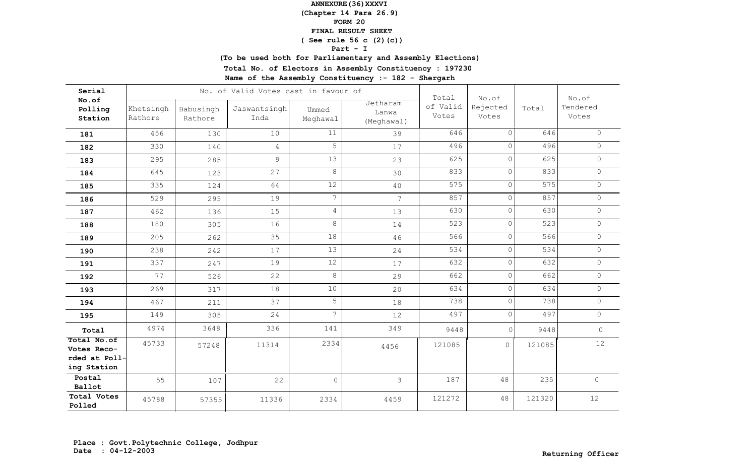**ANNEXURE(36)XXXVI**
**(Chapter 14 Para 26.9)**
**FORM 20**
**FINAL RESULT SHEET**
**( See rule 56 c (2)(c))**
**Part - I**
**(To be used both for Parliamentary and Assembly Elections)**
**Total No. of Electors in Assembly Constituency : 197230**
**Name of the Assembly Constituency :- 182 - Shergarh**

| Serial No.of Polling Station | No. of Valid Votes cast in favour of | | | | | Total of Valid Votes | No.of Rejected Votes | Total | No.of Tendered Votes |
|---|---|---|---|---|---|---|---|---|---|
| | Khetsingh Rathore | Babusingh Rathore | Jaswantsingh Inda | Ummed Meghawal | Jetharam Lanwa (Meghawal) | | | | |
| 181 | 456 | 130 | 10 | 11 | 39 | 646 | 0 | 646 | 0 |
| 182 | 330 | 140 | 4 | 5 | 17 | 496 | 0 | 496 | 0 |
| 183 | 295 | 285 | 9 | 13 | 23 | 625 | 0 | 625 | 0 |
| 184 | 645 | 123 | 27 | 8 | 30 | 833 | 0 | 833 | 0 |
| 185 | 335 | 124 | 64 | 12 | 40 | 575 | 0 | 575 | 0 |
| 186 | 529 | 295 | 19 | 7 | 7 | 857 | 0 | 857 | 0 |
| 187 | 462 | 136 | 15 | 4 | 13 | 630 | 0 | 630 | 0 |
| 188 | 180 | 305 | 16 | 8 | 14 | 523 | 0 | 523 | 0 |
| 189 | 205 | 262 | 35 | 18 | 46 | 566 | 0 | 566 | 0 |
| 190 | 238 | 242 | 17 | 13 | 24 | 534 | 0 | 534 | 0 |
| 191 | 337 | 247 | 19 | 12 | 17 | 632 | 0 | 632 | 0 |
| 192 | 77 | 526 | 22 | 8 | 29 | 662 | 0 | 662 | 0 |
| 193 | 269 | 317 | 18 | 10 | 20 | 634 | 0 | 634 | 0 |
| 194 | 467 | 211 | 37 | 5 | 18 | 738 | 0 | 738 | 0 |
| 195 | 149 | 305 | 24 | 7 | 12 | 497 | 0 | 497 | 0 |
| **Total** | 4974 | 3648 | 336 | 141 | 349 | 9448 | 0 | 9448 | 0 |
| **Total No.of Votes Recorded at Polling Station** | 45733 | 57248 | 11314 | 2334 | 4456 | 121085 | 0 | 121085 | 12 |
| **Postal Ballot** | 55 | 107 | 22 | 0 | 3 | 187 | 48 | 235 | 0 |
| **Total Votes Polled** | 45788 | 57355 | 11336 | 2334 | 4459 | 121272 | 48 | 121320 | 12 |

**Place : Govt.Polytechnic College, Jodhpur**
**Date : 04-12-2003**

**Returning Officer**